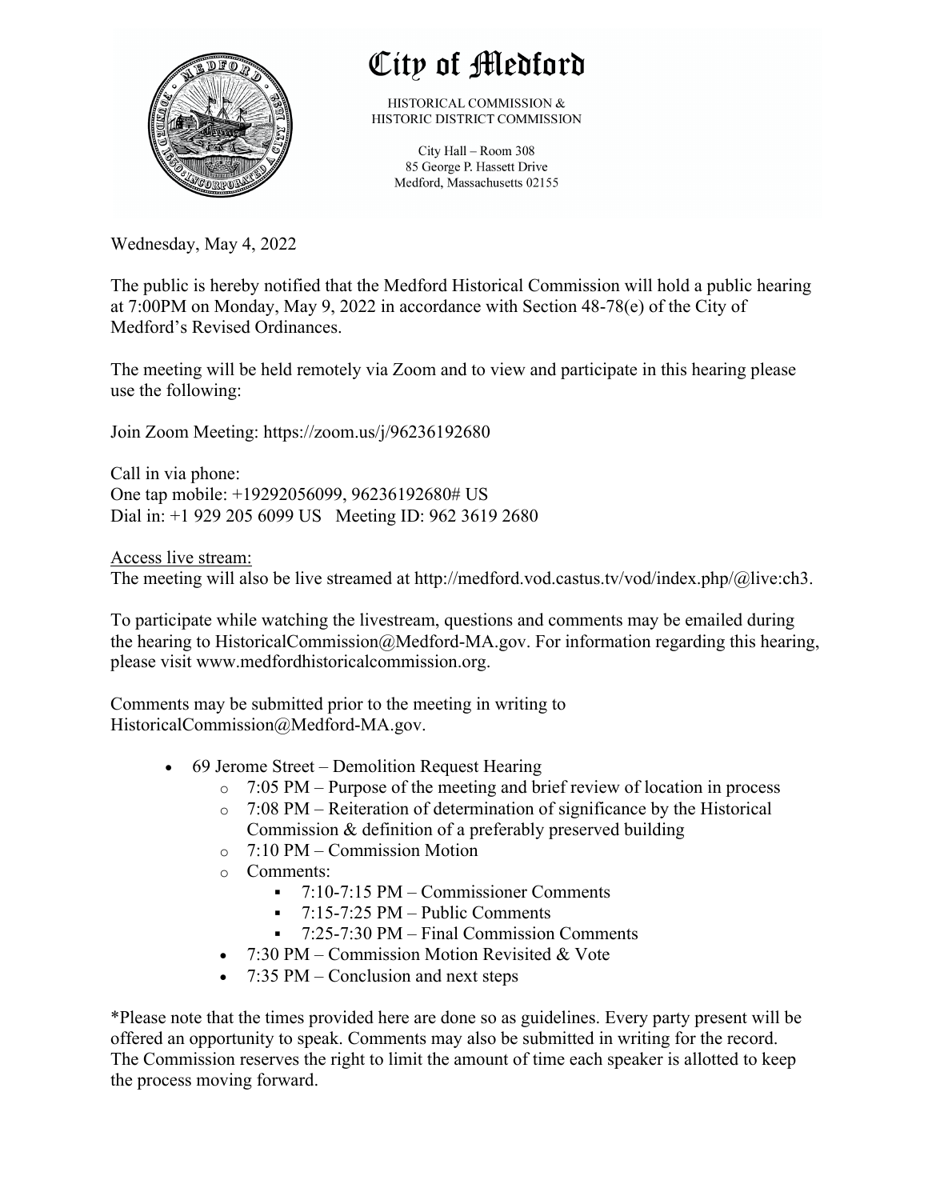# City of Medford

HISTORICAL COMMISSION &
HISTORIC DISTRICT COMMISSION

City Hall – Room 308
85 George P. Hassett Drive
Medford, Massachusetts 02155

Wednesday, May 4, 2022

The public is hereby notified that the Medford Historical Commission will hold a public hearing at 7:00PM on Monday, May 9, 2022 in accordance with Section 48-78(e) of the City of Medford's Revised Ordinances.

The meeting will be held remotely via Zoom and to view and participate in this hearing please use the following:

Join Zoom Meeting: https://zoom.us/j/96236192680

Call in via phone:
One tap mobile: +19292056099, 96236192680# US
Dial in: +1 929 205 6099 US   Meeting ID: 962 3619 2680

Access live stream:
The meeting will also be live streamed at http://medford.vod.castus.tv/vod/index.php/@live:ch3.

To participate while watching the livestream, questions and comments may be emailed during the hearing to HistoricalCommission@Medford-MA.gov. For information regarding this hearing, please visit www.medfordhistoricalcommission.org.

Comments may be submitted prior to the meeting in writing to HistoricalCommission@Medford-MA.gov.

- 69 Jerome Street – Demolition Request Hearing
  - 7:05 PM – Purpose of the meeting and brief review of location in process
  - 7:08 PM – Reiteration of determination of significance by the Historical Commission & definition of a preferably preserved building
  - 7:10 PM – Commission Motion
  - Comments:
    - 7:10-7:15 PM – Commissioner Comments
    - 7:15-7:25 PM – Public Comments
    - 7:25-7:30 PM – Final Commission Comments
- 7:30 PM – Commission Motion Revisited & Vote
- 7:35 PM – Conclusion and next steps

*Please note that the times provided here are done so as guidelines. Every party present will be offered an opportunity to speak. Comments may also be submitted in writing for the record. The Commission reserves the right to limit the amount of time each speaker is allotted to keep the process moving forward.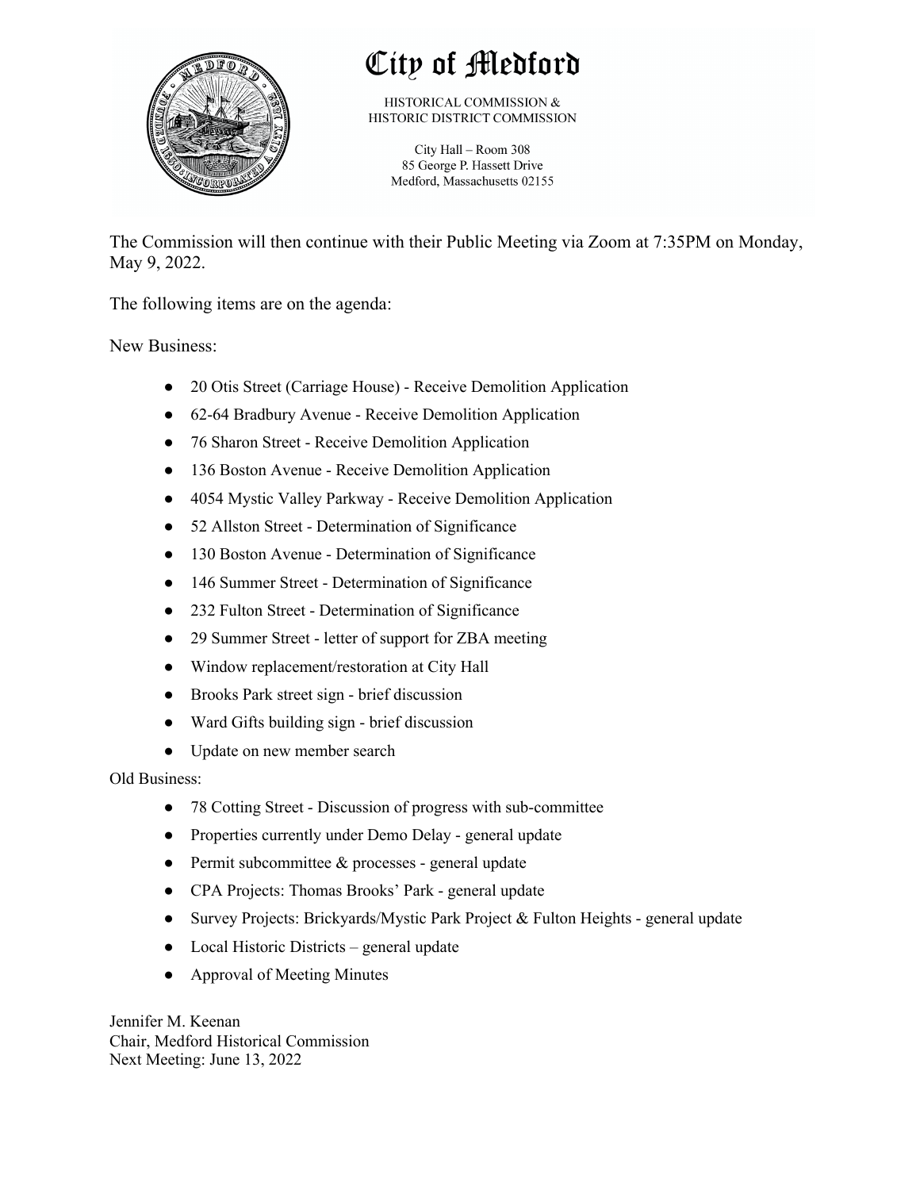# City of Medford

HISTORICAL COMMISSION &
HISTORIC DISTRICT COMMISSION

City Hall – Room 308
85 George P. Hassett Drive
Medford, Massachusetts 02155

The Commission will then continue with their Public Meeting via Zoom at 7:35PM on Monday, May 9, 2022.

The following items are on the agenda:

New Business:

- 20 Otis Street (Carriage House) - Receive Demolition Application
- 62-64 Bradbury Avenue - Receive Demolition Application
- 76 Sharon Street - Receive Demolition Application
- 136 Boston Avenue - Receive Demolition Application
- 4054 Mystic Valley Parkway - Receive Demolition Application
- 52 Allston Street - Determination of Significance
- 130 Boston Avenue - Determination of Significance
- 146 Summer Street - Determination of Significance
- 232 Fulton Street - Determination of Significance
- 29 Summer Street - letter of support for ZBA meeting
- Window replacement/restoration at City Hall
- Brooks Park street sign - brief discussion
- Ward Gifts building sign - brief discussion
- Update on new member search

Old Business:

- 78 Cotting Street - Discussion of progress with sub-committee
- Properties currently under Demo Delay - general update
- Permit subcommittee & processes - general update
- CPA Projects: Thomas Brooks' Park - general update
- Survey Projects: Brickyards/Mystic Park Project & Fulton Heights - general update
- Local Historic Districts – general update
- Approval of Meeting Minutes

Jennifer M. Keenan
Chair, Medford Historical Commission
Next Meeting: June 13, 2022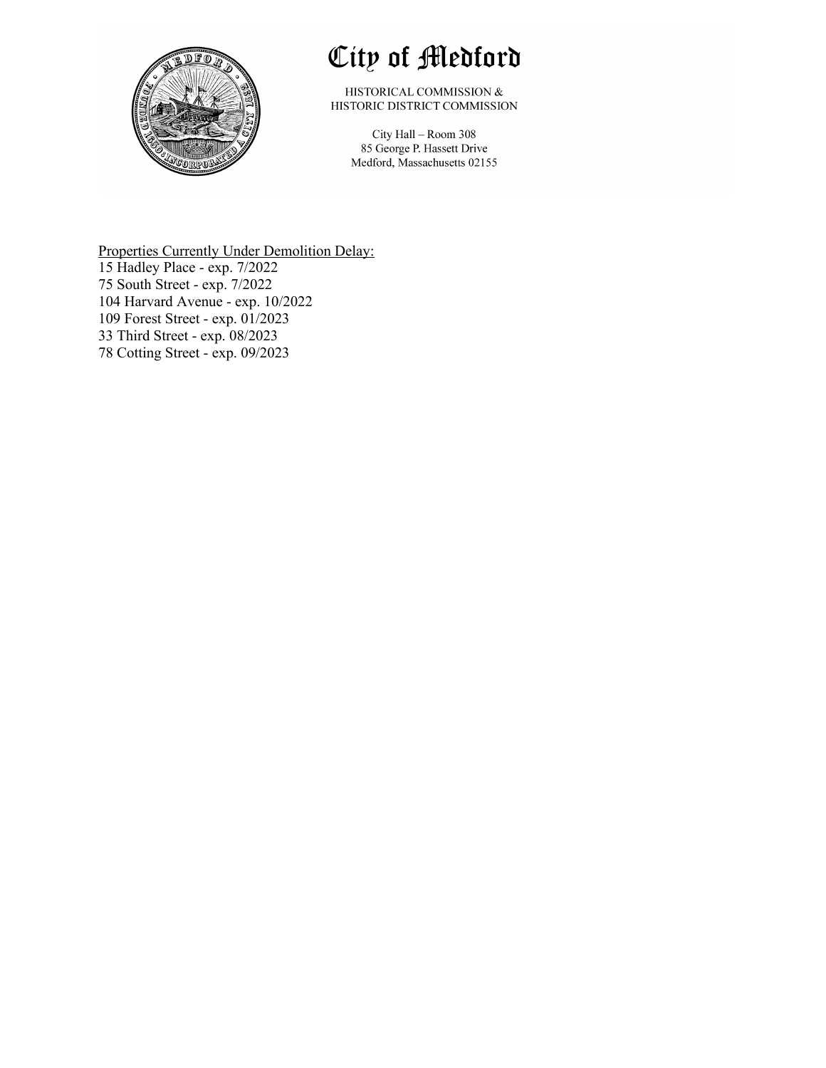# City of Medford

HISTORICAL COMMISSION &
HISTORIC DISTRICT COMMISSION

City Hall – Room 308
85 George P. Hassett Drive
Medford, Massachusetts 02155

<u>Properties Currently Under Demolition Delay:</u>

15 Hadley Place - exp. 7/2022
75 South Street - exp. 7/2022
104 Harvard Avenue - exp. 10/2022
109 Forest Street - exp. 01/2023
33 Third Street - exp. 08/2023
78 Cotting Street - exp. 09/2023